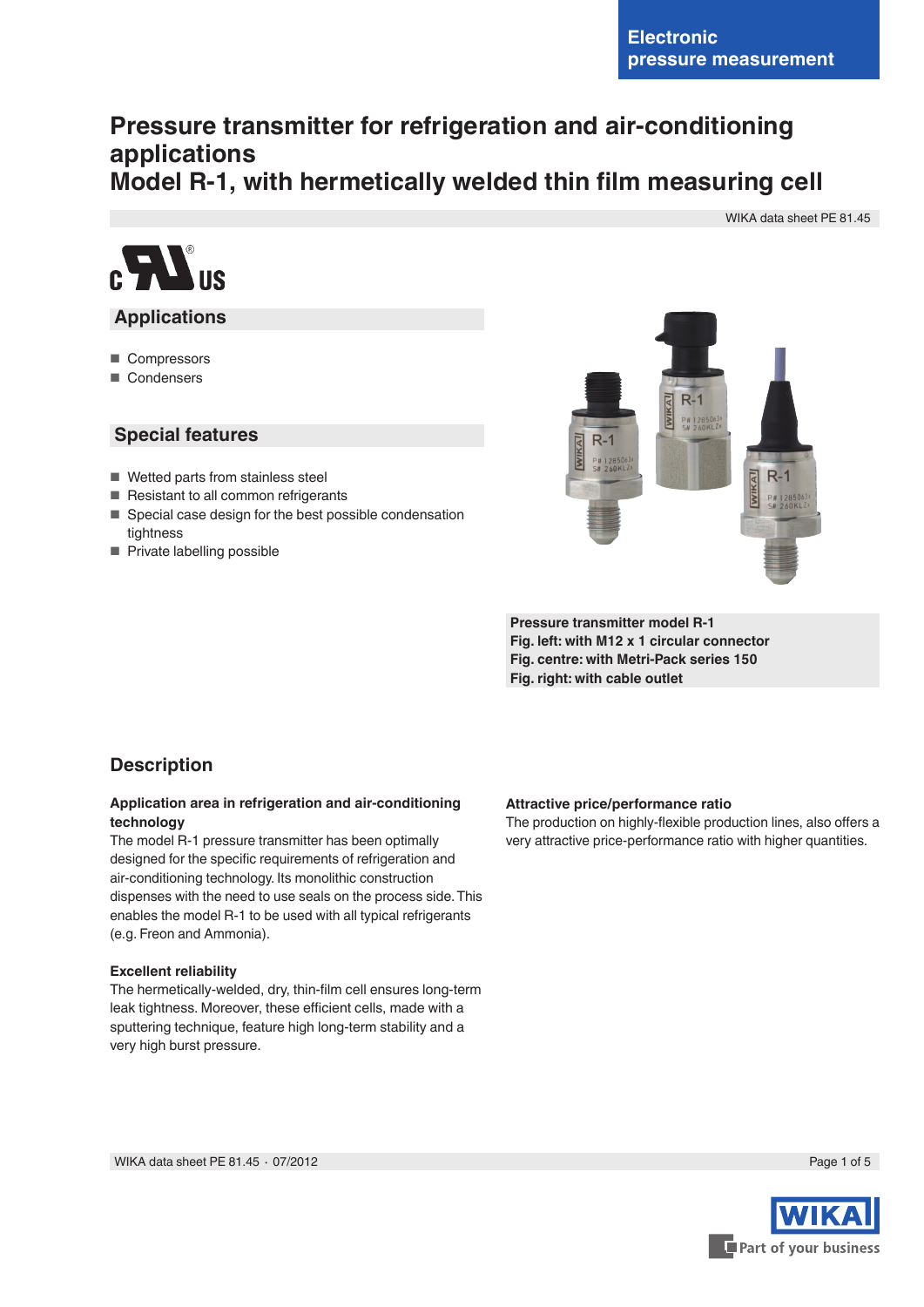Electronic pressure measurement

# Pressure transmitter for refrigeration and air-conditioning applications
# Model R-1, with hermetically welded thin film measuring cell

WIKA data sheet PE 81.45

## Applications

- Compressors
- Condensers

## Special features

- Wetted parts from stainless steel
- Resistant to all common refrigerants
- Special case design for the best possible condensation tightness
- Private labelling possible

**Pressure transmitter model R-1**
**Fig. left: with M12 x 1 circular connector**
**Fig. centre: with Metri-Pack series 150**
**Fig. right: with cable outlet**

## Description

### Application area in refrigeration and air-conditioning technology

The model R-1 pressure transmitter has been optimally designed for the specific requirements of refrigeration and air-conditioning technology. Its monolithic construction dispenses with the need to use seals on the process side. This enables the model R-1 to be used with all typical refrigerants (e.g. Freon and Ammonia).

### Excellent reliability

The hermetically-welded, dry, thin-film cell ensures long-term leak tightness. Moreover, these efficient cells, made with a sputtering technique, feature high long-term stability and a very high burst pressure.

### Attractive price/performance ratio

The production on highly-flexible production lines, also offers a very attractive price-performance ratio with higher quantities.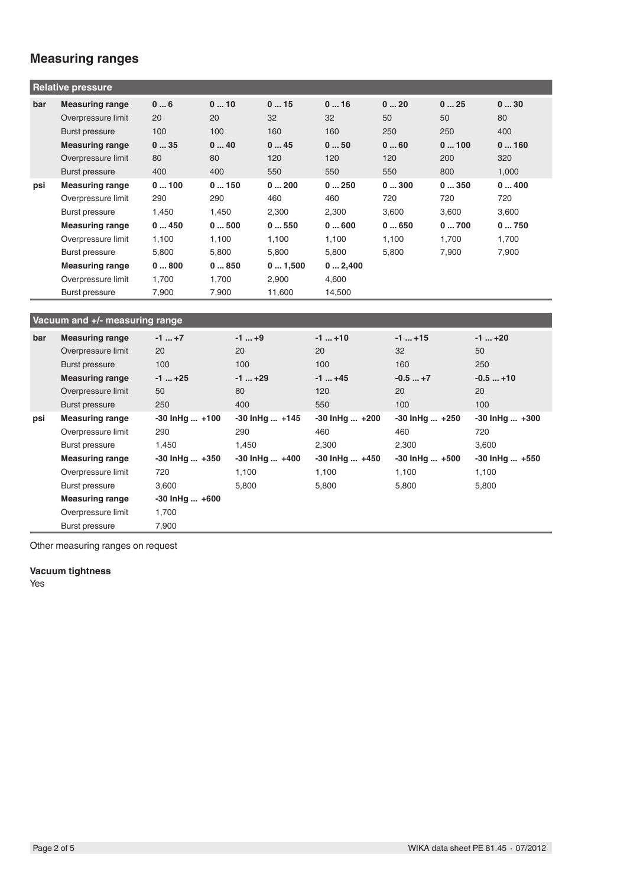## Measuring ranges

| Relative pressure | | | | | | | | |
|---|---|---|---|---|---|---|---|---|
| bar | **Measuring range** | **0 ... 6** | **0 ... 10** | **0 ... 15** | **0 ... 16** | **0 ... 20** | **0 ... 25** | **0 ... 30** |
| | Overpressure limit | 20 | 20 | 32 | 32 | 50 | 50 | 80 |
| | Burst pressure | 100 | 100 | 160 | 160 | 250 | 250 | 400 |
| | **Measuring range** | **0 ... 35** | **0 ... 40** | **0 ... 45** | **0 ... 50** | **0 ... 60** | **0 ... 100** | **0 ... 160** |
| | Overpressure limit | 80 | 80 | 120 | 120 | 120 | 200 | 320 |
| | Burst pressure | 400 | 400 | 550 | 550 | 550 | 800 | 1,000 |
| psi | **Measuring range** | **0 ... 100** | **0 ... 150** | **0 ... 200** | **0 ... 250** | **0 ... 300** | **0 ... 350** | **0 ... 400** |
| | Overpressure limit | 290 | 290 | 460 | 460 | 720 | 720 | 720 |
| | Burst pressure | 1,450 | 1,450 | 2,300 | 2,300 | 3,600 | 3,600 | 3,600 |
| | **Measuring range** | **0 ... 450** | **0 ... 500** | **0 ... 550** | **0 ... 600** | **0 ... 650** | **0 ... 700** | **0 ... 750** |
| | Overpressure limit | 1,100 | 1,100 | 1,100 | 1,100 | 1,100 | 1,700 | 1,700 |
| | Burst pressure | 5,800 | 5,800 | 5,800 | 5,800 | 5,800 | 7,900 | 7,900 |
| | **Measuring range** | **0 ... 800** | **0 ... 850** | **0 ... 1,500** | **0 ... 2,400** | | | |
| | Overpressure limit | 1,700 | 1,700 | 2,900 | 4,600 | | | |
| | Burst pressure | 7,900 | 7,900 | 11,600 | 14,500 | | | |

| Vacuum and +/- measuring range | | | | | | |
|---|---|---|---|---|---|---|
| bar | **Measuring range** | **-1 ... +7** | **-1 ... +9** | **-1 ... +10** | **-1 ... +15** | **-1 ... +20** |
| | Overpressure limit | 20 | 20 | 20 | 32 | 50 |
| | Burst pressure | 100 | 100 | 100 | 160 | 250 |
| | **Measuring range** | **-1 ... +25** | **-1 ... +29** | **-1 ... +45** | **-0.5 ... +7** | **-0.5 ... +10** |
| | Overpressure limit | 50 | 80 | 120 | 20 | 20 |
| | Burst pressure | 250 | 400 | 550 | 100 | 100 |
| psi | **Measuring range** | **-30 InHg ... +100** | **-30 InHg ... +145** | **-30 InHg ... +200** | **-30 InHg ... +250** | **-30 InHg ... +300** |
| | Overpressure limit | 290 | 290 | 460 | 460 | 720 |
| | Burst pressure | 1,450 | 1,450 | 2,300 | 2,300 | 3,600 |
| | **Measuring range** | **-30 InHg ... +350** | **-30 InHg ... +400** | **-30 InHg ... +450** | **-30 InHg ... +500** | **-30 InHg ... +550** |
| | Overpressure limit | 720 | 1,100 | 1,100 | 1,100 | 1,100 |
| | Burst pressure | 3,600 | 5,800 | 5,800 | 5,800 | 5,800 |
| | **Measuring range** | **-30 InHg ... +600** | | | | |
| | Overpressure limit | 1,700 | | | | |
| | Burst pressure | 7,900 | | | | |

Other measuring ranges on request

**Vacuum tightness**

Yes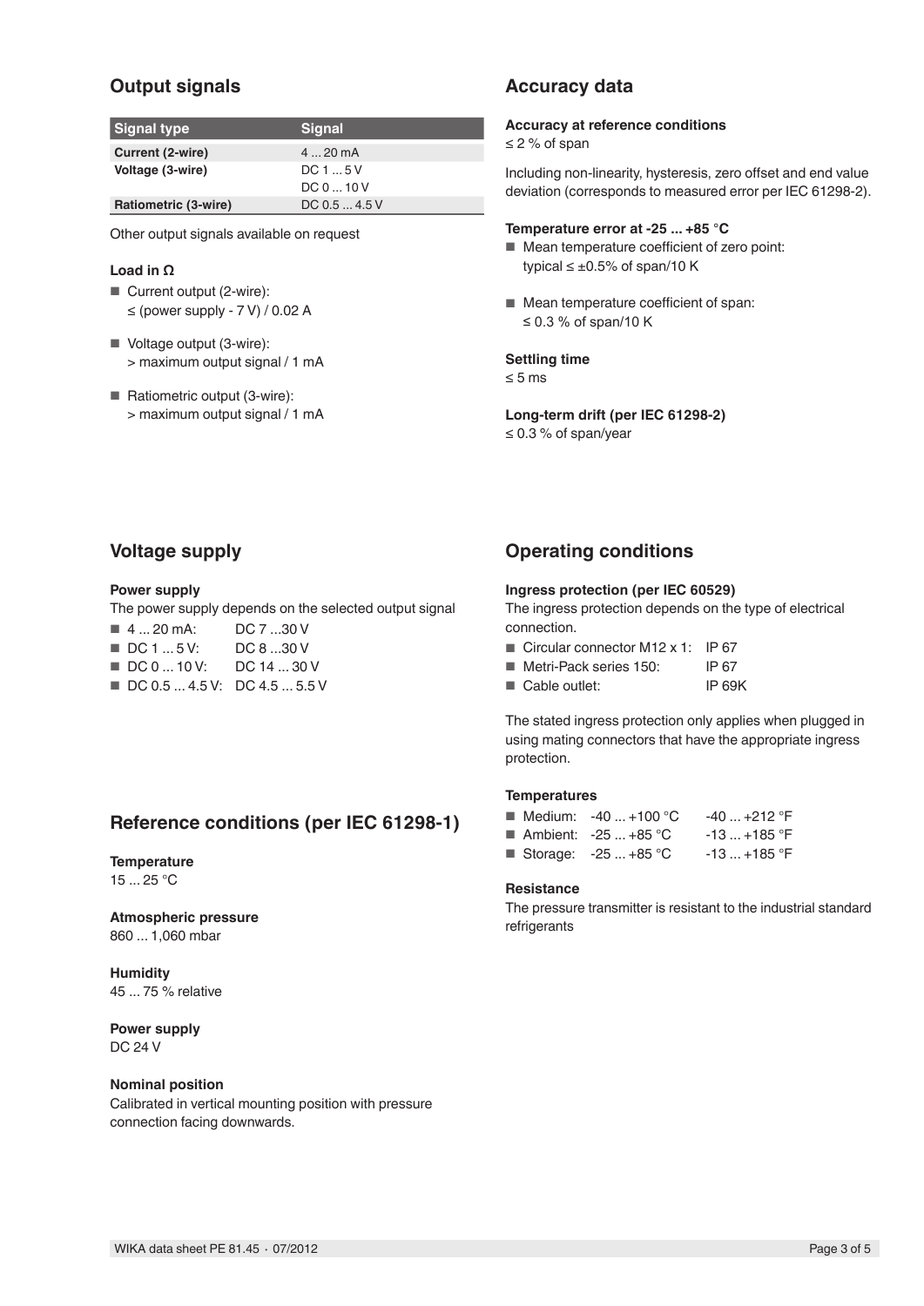## Output signals

| Signal type | Signal |
|---|---|
| **Current (2-wire)** | 4 ... 20 mA |
| **Voltage (3-wire)** | DC 1 ... 5 V |
| | DC 0 ... 10 V |
| **Ratiometric (3-wire)** | DC 0.5 ... 4.5 V |

Other output signals available on request

### Load in Ω

- Current output (2-wire):
  ≤ (power supply - 7 V) / 0.02 A
- Voltage output (3-wire):
  > maximum output signal / 1 mA
- Ratiometric output (3-wire):
  > maximum output signal / 1 mA

## Accuracy data

### Accuracy at reference conditions

≤ 2 % of span

Including non-linearity, hysteresis, zero offset and end value deviation (corresponds to measured error per IEC 61298-2).

### Temperature error at -25 ... +85 °C

- Mean temperature coefficient of zero point:
  typical ≤ ±0.5% of span/10 K
- Mean temperature coefficient of span:
  ≤ 0.3 % of span/10 K

### Settling time

≤ 5 ms

### Long-term drift (per IEC 61298-2)

≤ 0.3 % of span/year

## Voltage supply

### Power supply

The power supply depends on the selected output signal

- 4 ... 20 mA: DC 7 ...30 V
- DC 1 ... 5 V: DC 8 ...30 V
- DC 0 ... 10 V: DC 14 ... 30 V
- DC 0.5 ... 4.5 V: DC 4.5 ... 5.5 V

## Reference conditions (per IEC 61298-1)

### Temperature

15 ... 25 °C

### Atmospheric pressure

860 ... 1,060 mbar

### Humidity

45 ... 75 % relative

### Power supply

DC 24 V

### Nominal position

Calibrated in vertical mounting position with pressure connection facing downwards.

## Operating conditions

### Ingress protection (per IEC 60529)

The ingress protection depends on the type of electrical connection.

- Circular connector M12 x 1: IP 67
- Metri-Pack series 150: IP 67
- Cable outlet: IP 69K

The stated ingress protection only applies when plugged in using mating connectors that have the appropriate ingress protection.

### Temperatures

- Medium: -40 ... +100 °C -40 ... +212 °F
- Ambient: -25 ... +85 °C -13 ... +185 °F
- Storage: -25 ... +85 °C -13 ... +185 °F

### Resistance

The pressure transmitter is resistant to the industrial standard refrigerants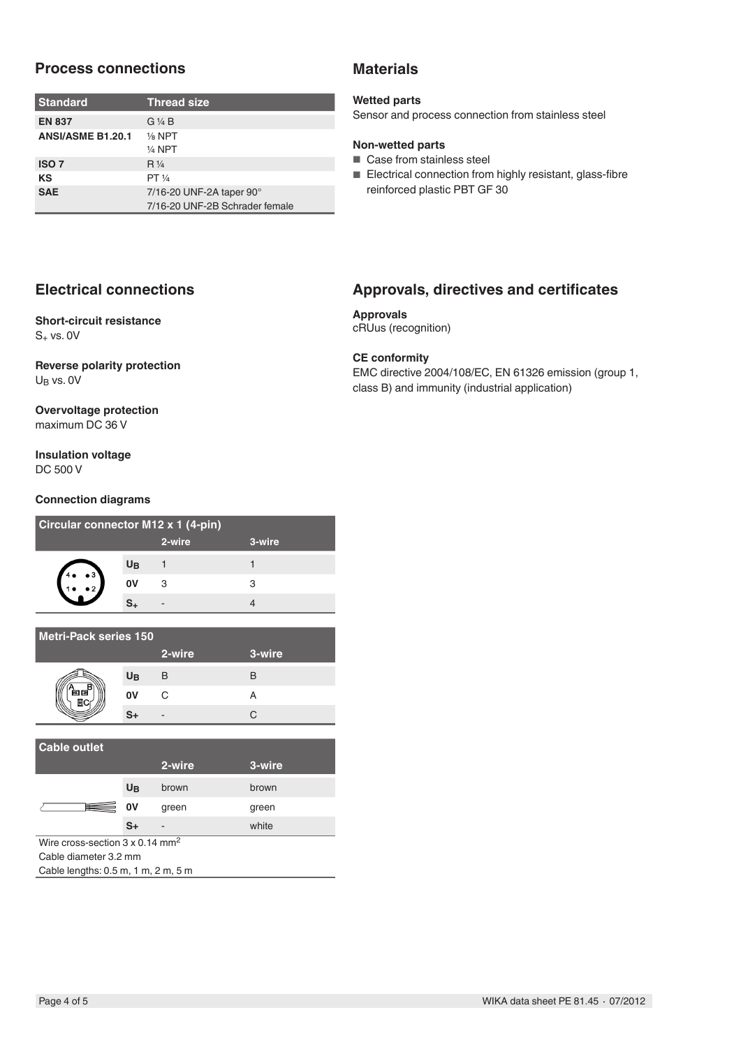## Process connections

| Standard | Thread size |
|---|---|
| **EN 837** | G ¼ B |
| **ANSI/ASME B1.20.1** | ⅛ NPT<br>¼ NPT |
| **ISO 7** | R ¼ |
| **KS** | PT ¼ |
| **SAE** | 7/16-20 UNF-2A taper 90°<br>7/16-20 UNF-2B Schrader female |

## Materials

**Wetted parts**

Sensor and process connection from stainless steel

**Non-wetted parts**

- Case from stainless steel
- Electrical connection from highly resistant, glass-fibre reinforced plastic PBT GF 30

## Electrical connections

**Short-circuit resistance**

$S_+$ vs. 0V

**Reverse polarity protection**

$U_B$ vs. 0V

**Overvoltage protection**

maximum DC 36 V

**Insulation voltage**

DC 500 V

**Connection diagrams**

| Circular connector M12 x 1 (4-pin) | 2-wire | 3-wire |
|---|---|---|
| $U_B$ | 1 | 1 |
| 0V | 3 | 3 |
| $S_+$ | - | 4 |

| Metri-Pack series 150 | 2-wire | 3-wire |
|---|---|---|
| $U_B$ | B | B |
| 0V | C | A |
| S+ | - | C |

| Cable outlet | 2-wire | 3-wire |
|---|---|---|
| $U_B$ | brown | brown |
| 0V | green | green |
| S+ | - | white |

Wire cross-section 3 x 0.14 mm²
Cable diameter 3.2 mm
Cable lengths: 0.5 m, 1 m, 2 m, 5 m

## Approvals, directives and certificates

**Approvals**

cRUus (recognition)

**CE conformity**

EMC directive 2004/108/EC, EN 61326 emission (group 1, class B) and immunity (industrial application)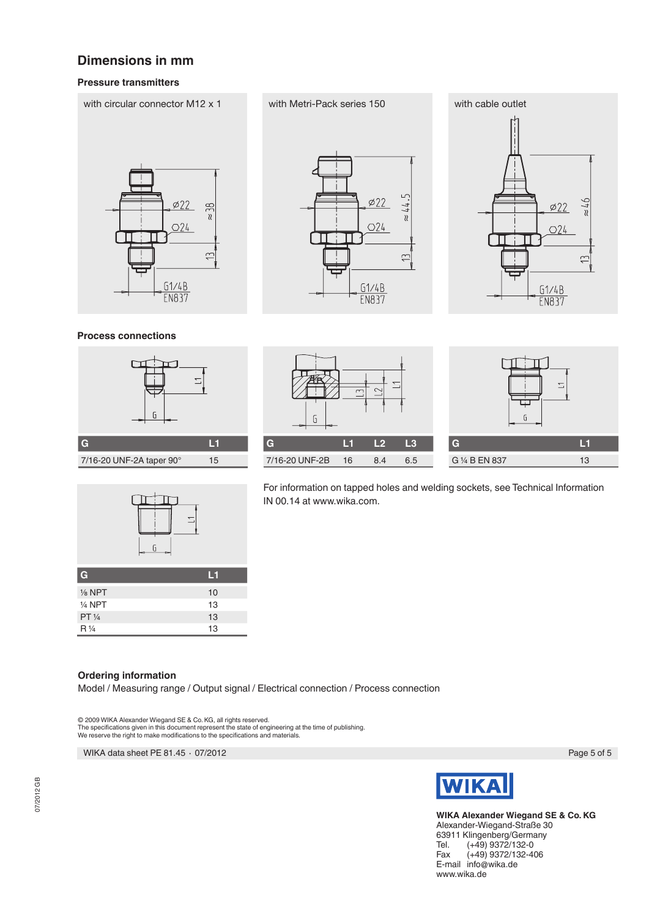## Dimensions in mm

### Pressure transmitters

with circular connector M12 x 1

Ø22
○24
≈ 38
13
G1/4B
EN837

with Metri-Pack series 150

Ø22
○24
≈ 44.5
13
G1/4B
EN837

with cable outlet

Ø22
○24
≈ 46
13
G1/4B
EN837

### Process connections

| G | L1 |
|---|---|
| 7/16-20 UNF-2A taper 90° | 15 |

| G | L1 | L2 | L3 |
|---|---|---|---|
| 7/16-20 UNF-2B | 16 | 8.4 | 6.5 |

| G | L1 |
|---|---|
| G ¼ B EN 837 | 13 |

| G | L1 |
|---|---|
| ⅛ NPT | 10 |
| ¼ NPT | 13 |
| PT ¼ | 13 |
| R ¼ | 13 |

For information on tapped holes and welding sockets, see Technical Information IN 00.14 at www.wika.com.

### Ordering information

Model / Measuring range / Output signal / Electrical connection / Process connection

© 2009 WIKA Alexander Wiegand SE & Co. KG, all rights reserved.
The specifications given in this document represent the state of engineering at the time of publishing.
We reserve the right to make modifications to the specifications and materials.

WIKA data sheet PE 81.45 · 07/2012

**WIKA Alexander Wiegand SE & Co. KG**
Alexander-Wiegand-Straße 30
63911 Klingenberg/Germany
Tel. (+49) 9372/132-0
Fax (+49) 9372/132-406
E-mail info@wika.de
www.wika.de